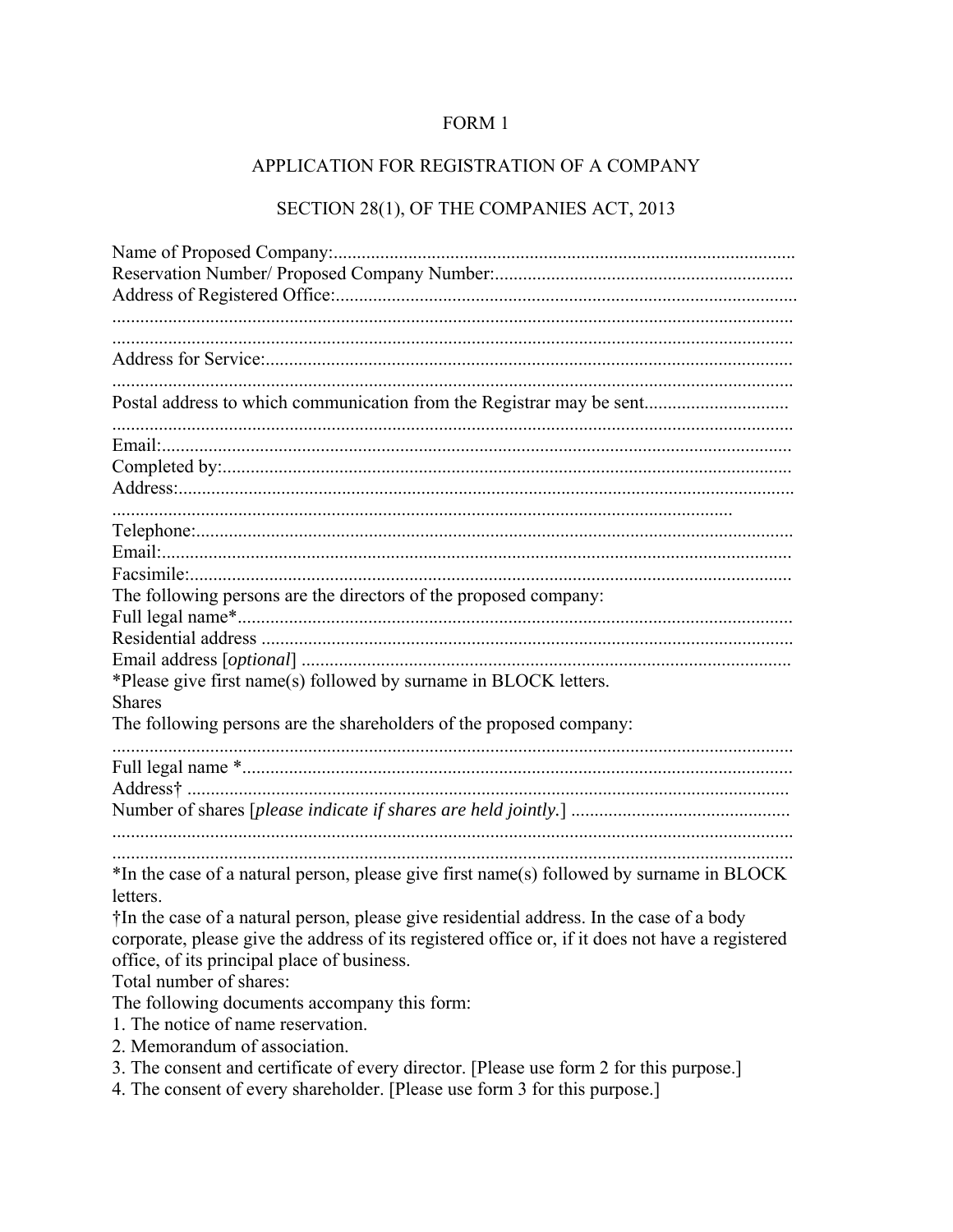# FORM 1

## APPLICATION FOR REGISTRATION OF A COMPANY

## SECTION 28(1), OF THE COMPANIES ACT, 2013

Name of Proposed Company:...................................................................................................
Reservation Number/ Proposed Company Number:...............................................................
Address of Registered Office:...................................................................................................
.................................................................................................................................................
.................................................................................................................................................
Address for Service:.................................................................................................................
.................................................................................................................................................
Postal address to which communication from the Registrar may be sent...............................
.................................................................................................................................................
Email:.......................................................................................................................................
Completed by:..........................................................................................................................
Address:...................................................................................................................................
...................................................................................................................................
Telephone:...............................................................................................................................
Email:.......................................................................................................................................
Facsimile:................................................................................................................................
The following persons are the directors of the proposed company:
Full legal name*......................................................................................................................
Residential address .................................................................................................................
Email address [*optional*] ........................................................................................................
*Please give first name(s) followed by surname in BLOCK letters.
Shares
The following persons are the shareholders of the proposed company:
.................................................................................................................................................
Full legal name *.....................................................................................................................
Address† ................................................................................................................................
Number of shares [*please indicate if shares are held jointly.*] ..............................................
.................................................................................................................................................
.................................................................................................................................................
*In the case of a natural person, please give first name(s) followed by surname in BLOCK letters.
†In the case of a natural person, please give residential address. In the case of a body corporate, please give the address of its registered office or, if it does not have a registered office, of its principal place of business.
Total number of shares:
The following documents accompany this form:

1. The notice of name reservation.
2. Memorandum of association.
3. The consent and certificate of every director. [Please use form 2 for this purpose.]
4. The consent of every shareholder. [Please use form 3 for this purpose.]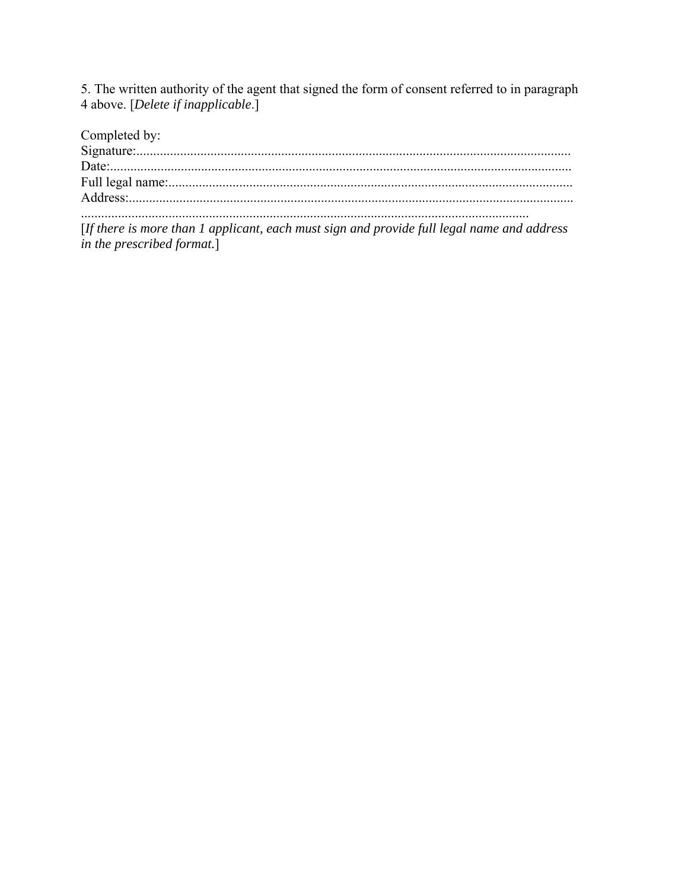5. The written authority of the agent that signed the form of consent referred to in paragraph 4 above. [*Delete if inapplicable*.]

Completed by:
Signature:................................................................................................................................
Date:........................................................................................................................................
Full legal name:.......................................................................................................................
Address:...................................................................................................................................
....................................................................................................................................
[*If there is more than 1 applicant, each must sign and provide full legal name and address in the prescribed format.*]